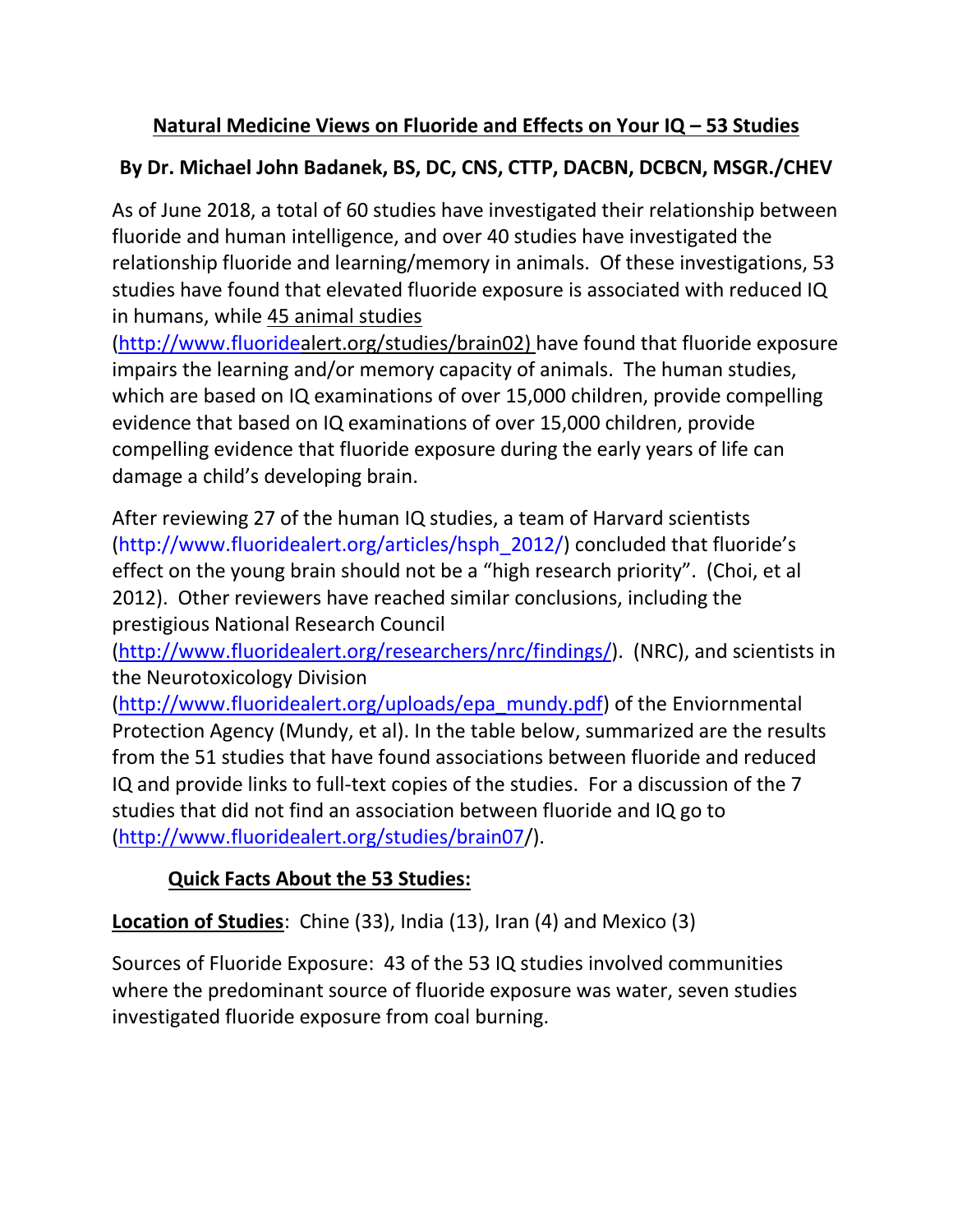## Natural Medicine Views on Fluoride and Effects on Your IQ – 53 Studies

### By Dr. Michael John Badanek, BS, DC, CNS, CTTP, DACBN, DCBCN, MSGR./CHEV

As of June 2018, a total of 60 studies have investigated their relationship between fluoride and human intelligence, and over 40 studies have investigated the relationship fluoride and learning/memory in animals. Of these investigations, 53 studies have found that elevated fluoride exposure is associated with reduced IQ in humans, while 45 animal studies (http://www.fluoridealert.org/studies/brain02) have found that fluoride exposure impairs the learning and/or memory capacity of animals. The human studies, which are based on IQ examinations of over 15,000 children, provide compelling evidence that based on IQ examinations of over 15,000 children, provide compelling evidence that fluoride exposure during the early years of life can damage a child's developing brain.

After reviewing 27 of the human IQ studies, a team of Harvard scientists (http://www.fluoridealert.org/articles/hsph_2012/) concluded that fluoride's effect on the young brain should not be a "high research priority". (Choi, et al 2012). Other reviewers have reached similar conclusions, including the prestigious National Research Council (http://www.fluoridealert.org/researchers/nrc/findings/). (NRC), and scientists in the Neurotoxicology Division (http://www.fluoridealert.org/uploads/epa_mundy.pdf) of the Enviornmental Protection Agency (Mundy, et al). In the table below, summarized are the results from the 51 studies that have found associations between fluoride and reduced IQ and provide links to full-text copies of the studies. For a discussion of the 7 studies that did not find an association between fluoride and IQ go to (http://www.fluoridealert.org/studies/brain07/).

**Quick Facts About the 53 Studies:**

**Location of Studies**: Chine (33), India (13), Iran (4) and Mexico (3)

Sources of Fluoride Exposure: 43 of the 53 IQ studies involved communities where the predominant source of fluoride exposure was water, seven studies investigated fluoride exposure from coal burning.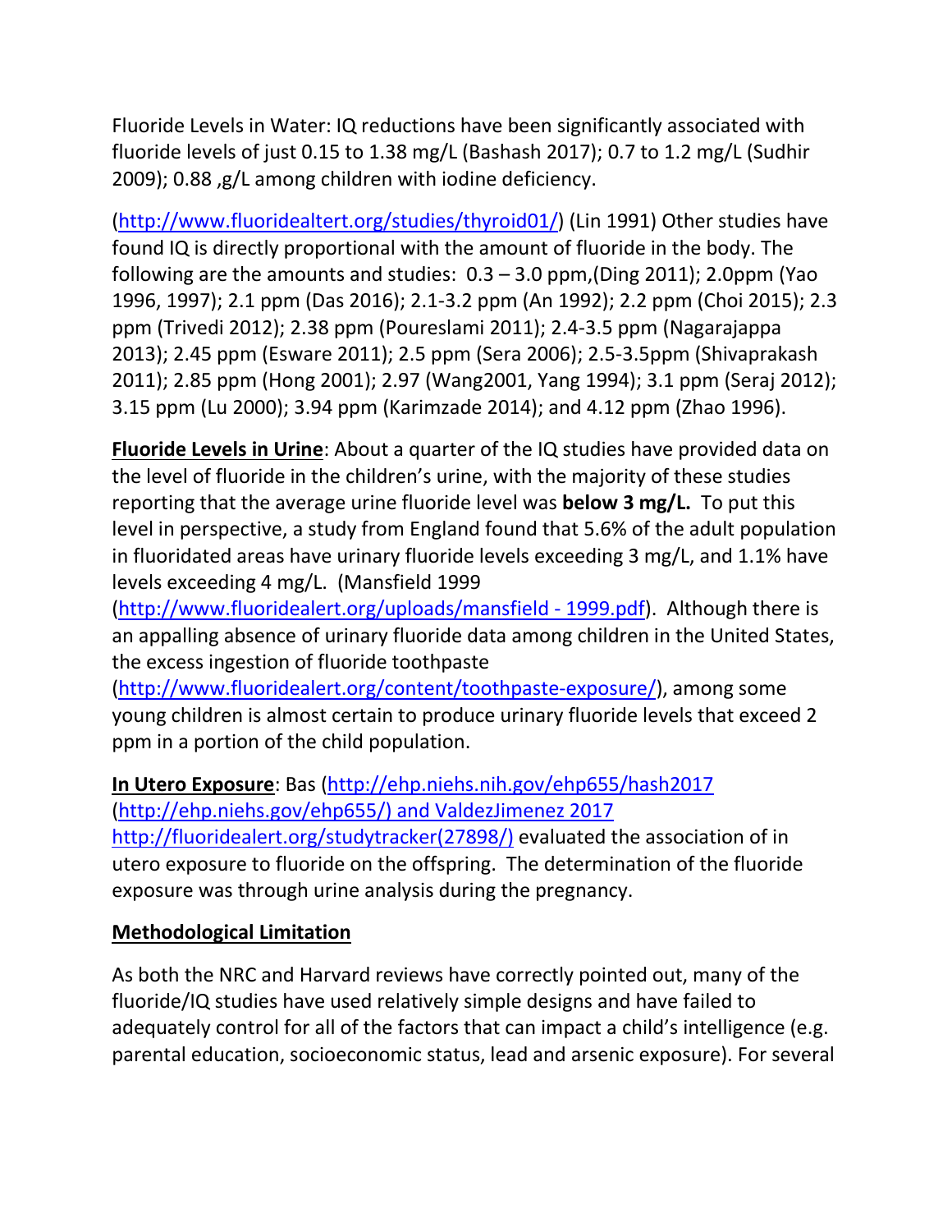Fluoride Levels in Water: IQ reductions have been significantly associated with fluoride levels of just 0.15 to 1.38 mg/L (Bashash 2017); 0.7 to 1.2 mg/L (Sudhir 2009); 0.88 ,g/L among children with iodine deficiency.

(http://www.fluoridealtert.org/studies/thyroid01/) (Lin 1991) Other studies have found IQ is directly proportional with the amount of fluoride in the body. The following are the amounts and studies: 0.3 – 3.0 ppm,(Ding 2011); 2.0ppm (Yao 1996, 1997); 2.1 ppm (Das 2016); 2.1-3.2 ppm (An 1992); 2.2 ppm (Choi 2015); 2.3 ppm (Trivedi 2012); 2.38 ppm (Poureslami 2011); 2.4-3.5 ppm (Nagarajappa 2013); 2.45 ppm (Esware 2011); 2.5 ppm (Sera 2006); 2.5-3.5ppm (Shivaprakash 2011); 2.85 ppm (Hong 2001); 2.97 (Wang2001, Yang 1994); 3.1 ppm (Seraj 2012); 3.15 ppm (Lu 2000); 3.94 ppm (Karimzade 2014); and 4.12 ppm (Zhao 1996).

**<u>Fluoride Levels in Urine</u>**: About a quarter of the IQ studies have provided data on the level of fluoride in the children's urine, with the majority of these studies reporting that the average urine fluoride level was **below 3 mg/L.** To put this level in perspective, a study from England found that 5.6% of the adult population in fluoridated areas have urinary fluoride levels exceeding 3 mg/L, and 1.1% have levels exceeding 4 mg/L. (Mansfield 1999 (http://www.fluoridealert.org/uploads/mansfield - 1999.pdf). Although there is an appalling absence of urinary fluoride data among children in the United States, the excess ingestion of fluoride toothpaste (http://www.fluoridealert.org/content/toothpaste-exposure/), among some young children is almost certain to produce urinary fluoride levels that exceed 2 ppm in a portion of the child population.

**<u>In Utero Exposure</u>**: Bas (http://ehp.niehs.nih.gov/ehp655/hash2017 (http://ehp.niehs.gov/ehp655/) and ValdezJimenez 2017 http://fluoridealert.org/studytracker(27898/) evaluated the association of in utero exposure to fluoride on the offspring. The determination of the fluoride exposure was through urine analysis during the pregnancy.

**<u>Methodological Limitation</u>**

As both the NRC and Harvard reviews have correctly pointed out, many of the fluoride/IQ studies have used relatively simple designs and have failed to adequately control for all of the factors that can impact a child's intelligence (e.g. parental education, socioeconomic status, lead and arsenic exposure). For several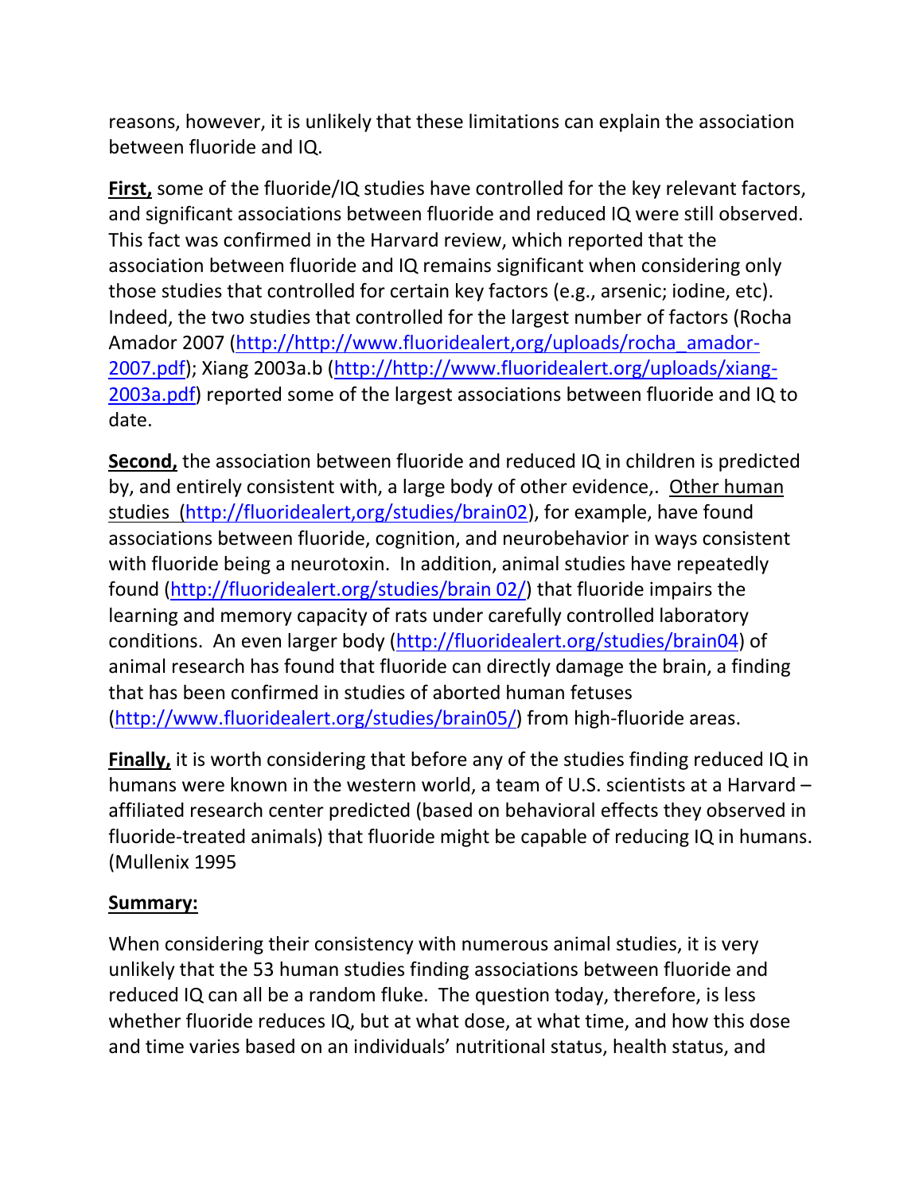reasons, however, it is unlikely that these limitations can explain the association between fluoride and IQ.

**First,** some of the fluoride/IQ studies have controlled for the key relevant factors, and significant associations between fluoride and reduced IQ were still observed. This fact was confirmed in the Harvard review, which reported that the association between fluoride and IQ remains significant when considering only those studies that controlled for certain key factors (e.g., arsenic; iodine, etc). Indeed, the two studies that controlled for the largest number of factors (Rocha Amador 2007 (http://http://www.fluoridealert,org/uploads/rocha_amador-2007.pdf); Xiang 2003a.b (http://http://www.fluoridealert.org/uploads/xiang-2003a.pdf) reported some of the largest associations between fluoride and IQ to date.

**Second,** the association between fluoride and reduced IQ in children is predicted by, and entirely consistent with, a large body of other evidence,. Other human studies (http://fluoridealert,org/studies/brain02), for example, have found associations between fluoride, cognition, and neurobehavior in ways consistent with fluoride being a neurotoxin. In addition, animal studies have repeatedly found (http://fluoridealert.org/studies/brain 02/) that fluoride impairs the learning and memory capacity of rats under carefully controlled laboratory conditions. An even larger body (http://fluoridealert.org/studies/brain04) of animal research has found that fluoride can directly damage the brain, a finding that has been confirmed in studies of aborted human fetuses (http://www.fluoridealert.org/studies/brain05/) from high-fluoride areas.

**Finally,** it is worth considering that before any of the studies finding reduced IQ in humans were known in the western world, a team of U.S. scientists at a Harvard – affiliated research center predicted (based on behavioral effects they observed in fluoride-treated animals) that fluoride might be capable of reducing IQ in humans. (Mullenix 1995

**Summary:**

When considering their consistency with numerous animal studies, it is very unlikely that the 53 human studies finding associations between fluoride and reduced IQ can all be a random fluke. The question today, therefore, is less whether fluoride reduces IQ, but at what dose, at what time, and how this dose and time varies based on an individuals' nutritional status, health status, and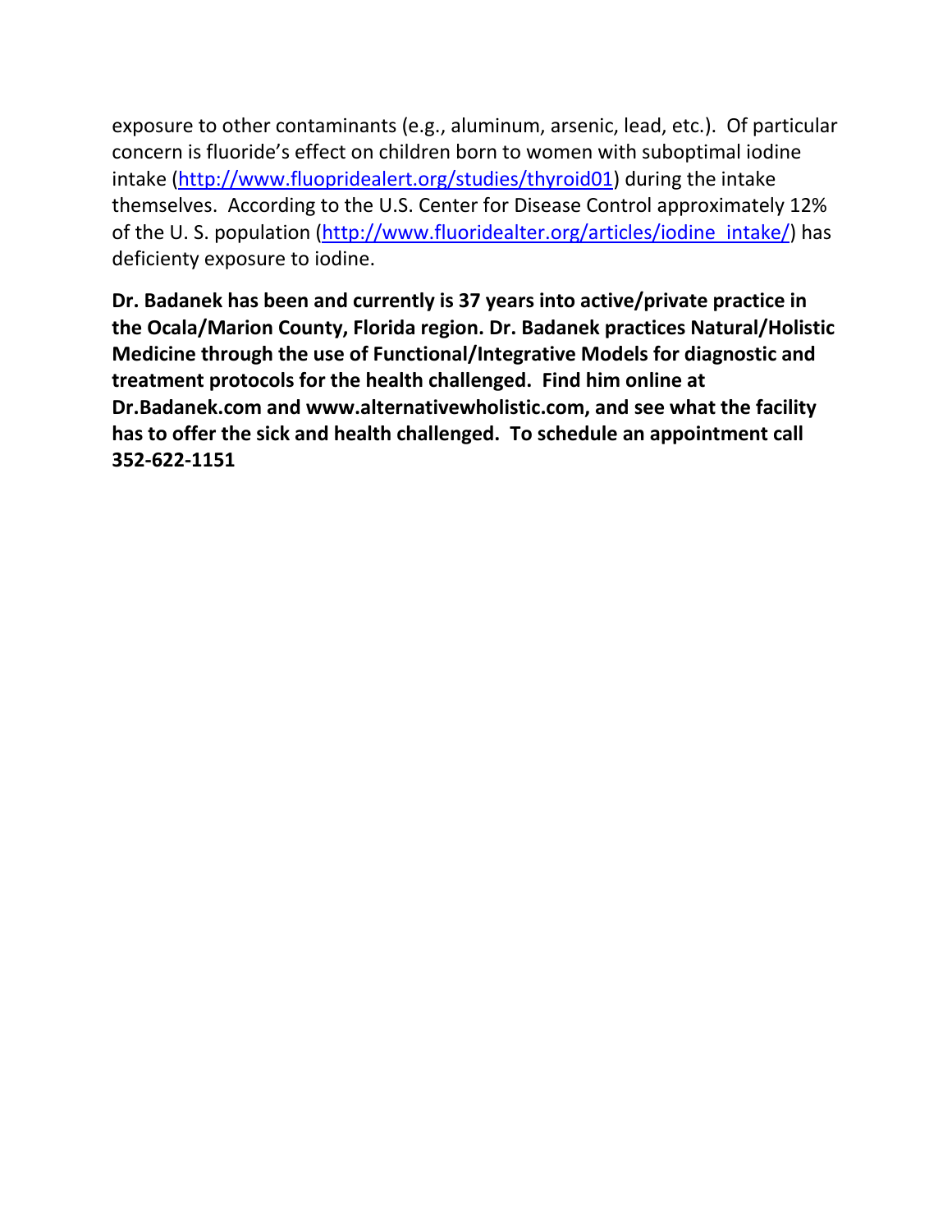exposure to other contaminants (e.g., aluminum, arsenic, lead, etc.). Of particular concern is fluoride's effect on children born to women with suboptimal iodine intake ([http://www.fluopridealert.org/studies/thyroid01](http://www.fluopridealert.org/studies/thyroid01)) during the intake themselves. According to the U.S. Center for Disease Control approximately 12% of the U. S. population ([http://www.fluoridealter.org/articles/iodine_intake/](http://www.fluoridealter.org/articles/iodine_intake/)) has deficienty exposure to iodine.

**Dr. Badanek has been and currently is 37 years into active/private practice in the Ocala/Marion County, Florida region. Dr. Badanek practices Natural/Holistic Medicine through the use of Functional/Integrative Models for diagnostic and treatment protocols for the health challenged. Find him online at Dr.Badanek.com and www.alternativewholistic.com, and see what the facility has to offer the sick and health challenged. To schedule an appointment call 352-622-1151**